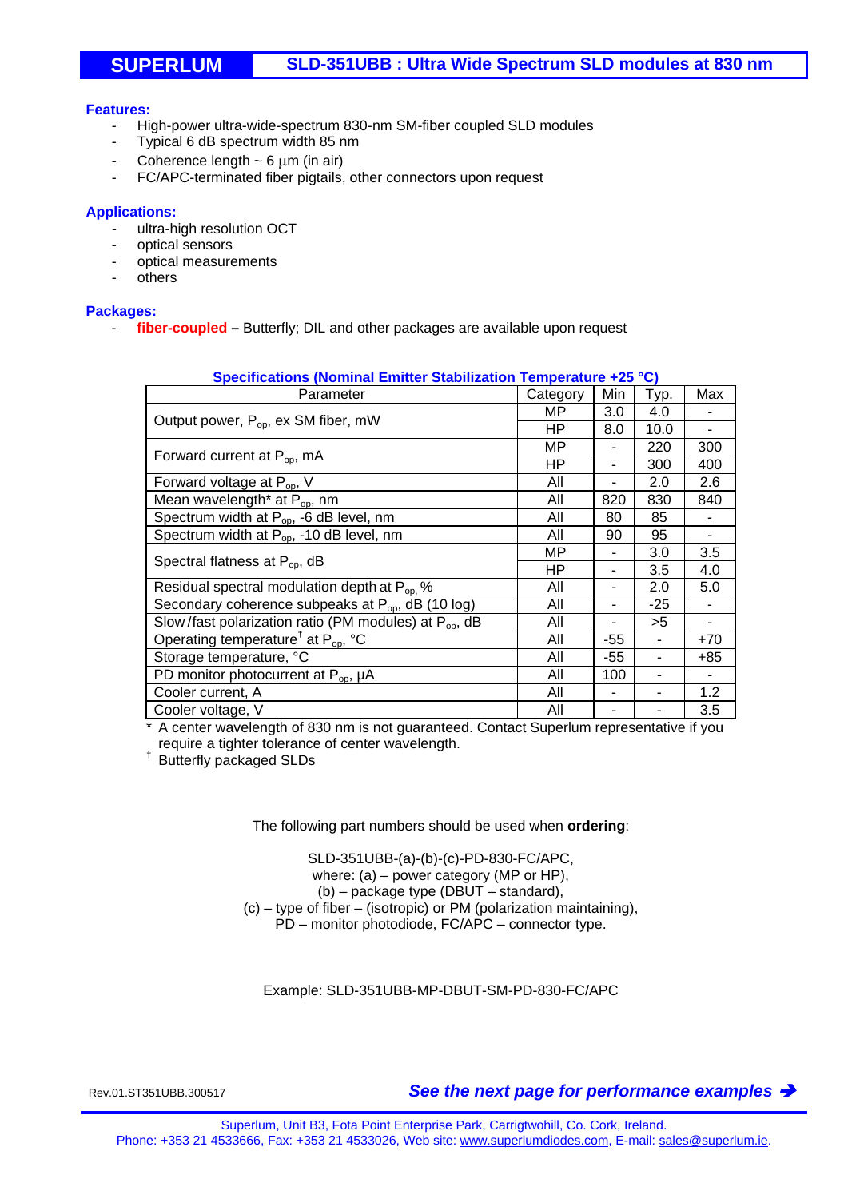# SUPERLUM — SLD-351UBB : Ultra Wide Spectrum SLD modules at 830 nm

**Features:**

- High-power ultra-wide-spectrum 830-nm SM-fiber coupled SLD modules
- Typical 6 dB spectrum width 85 nm
- Coherence length ~ 6 µm (in air)
- FC/APC-terminated fiber pigtails, other connectors upon request

**Applications:**

- ultra-high resolution OCT
- optical sensors
- optical measurements
- others

**Packages:**

- **fiber-coupled –** Butterfly; DIL and other packages are available upon request

**Specifications (Nominal Emitter Stabilization Temperature +25 °C)**

| Parameter | Category | Min | Typ. | Max |
|---|---|---|---|---|
| Output power, $P_{op}$, ex SM fiber, mW | MP | 3.0 | 4.0 | - |
| | HP | 8.0 | 10.0 | - |
| Forward current at $P_{op}$, mA | MP | - | 220 | 300 |
| | HP | - | 300 | 400 |
| Forward voltage at $P_{op}$, V | All | - | 2.0 | 2.6 |
| Mean wavelength* at $P_{op}$, nm | All | 820 | 830 | 840 |
| Spectrum width at $P_{op}$, -6 dB level, nm | All | 80 | 85 | - |
| Spectrum width at $P_{op}$, -10 dB level, nm | All | 90 | 95 | - |
| Spectral flatness at $P_{op}$, dB | MP | - | 3.0 | 3.5 |
| | HP | - | 3.5 | 4.0 |
| Residual spectral modulation depth at $P_{op}$, % | All | - | 2.0 | 5.0 |
| Secondary coherence subpeaks at $P_{op}$, dB (10 log) | All | - | -25 | - |
| Slow/fast polarization ratio (PM modules) at $P_{op}$, dB | All | - | >5 | - |
| Operating temperature† at $P_{op}$, °C | All | -55 | - | +70 |
| Storage temperature, °C | All | -55 | - | +85 |
| PD monitor photocurrent at $P_{op}$, µA | All | 100 | - | - |
| Cooler current, A | All | - | - | 1.2 |
| Cooler voltage, V | All | - | - | 3.5 |

\* A center wavelength of 830 nm is not guaranteed. Contact Superlum representative if you require a tighter tolerance of center wavelength.

† Butterfly packaged SLDs

The following part numbers should be used when **ordering**:

SLD-351UBB-(a)-(b)-(c)-PD-830-FC/APC,
where: (a) – power category (MP or HP),
(b) – package type (DBUT – standard),
(c) – type of fiber – (isotropic) or PM (polarization maintaining),
PD – monitor photodiode, FC/APC – connector type.

Example: SLD-351UBB-MP-DBUT-SM-PD-830-FC/APC

Rev.01.ST351UBB.300517

***See the next page for performance examples →***

Superlum, Unit B3, Fota Point Enterprise Park, Carrigtwohill, Co. Cork, Ireland.
Phone: +353 21 4533666, Fax: +353 21 4533026, Web site: www.superlumdiodes.com, E-mail: sales@superlum.ie.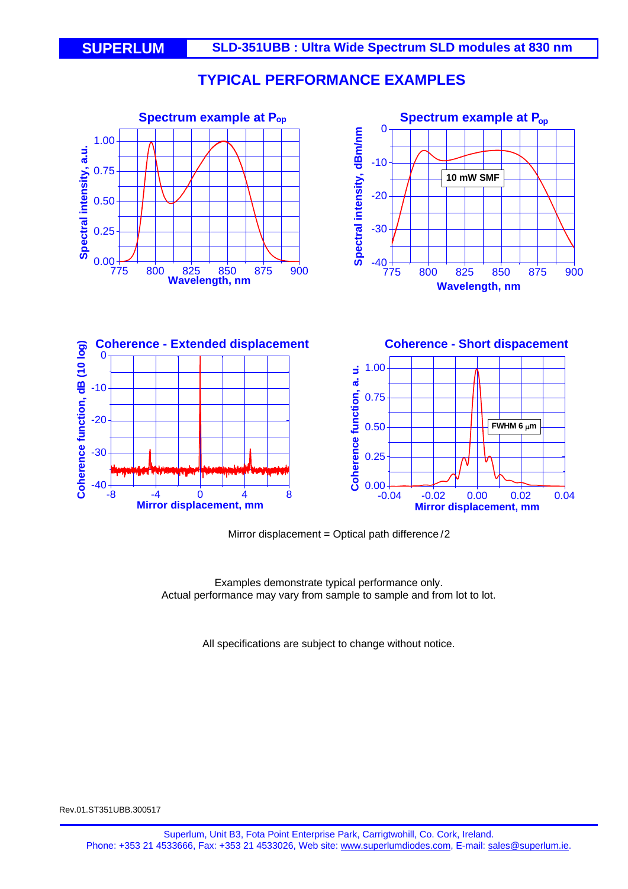# TYPICAL PERFORMANCE EXAMPLES

**Spectrum example at $P_{op}$**

Spectral intensity, a.u.

1.00
0.75
0.50
0.25
0.00

775 800 825 850 875 900

Wavelength, nm

**Spectrum example at $P_{op}$**

Spectral intensity, dBm/nm

0
-10
-20
-30
-40

775 800 825 850 875 900

Wavelength, nm

10 mW SMF

**Coherence - Extended displacement**

Coherence function, dB (10 log)

0
-10
-20
-30
-40

-8 -4 0 4 8

Mirror displacement, mm

**Coherence - Short dispacement**

Coherence function, a. u.

1.00
0.75
0.50
0.25
0.00

-0.04 -0.02 0.00 0.02 0.04

Mirror displacement, mm

FWHM 6 μm

Mirror displacement = Optical path difference / 2

Examples demonstrate typical performance only.
Actual performance may vary from sample to sample and from lot to lot.

All specifications are subject to change without notice.

Rev.01.ST351UBB.300517

Superlum, Unit B3, Fota Point Enterprise Park, Carrigtwohill, Co. Cork, Ireland.
Phone: +353 21 4533666, Fax: +353 21 4533026, Web site: www.superlumdiodes.com, E-mail: sales@superlum.ie.